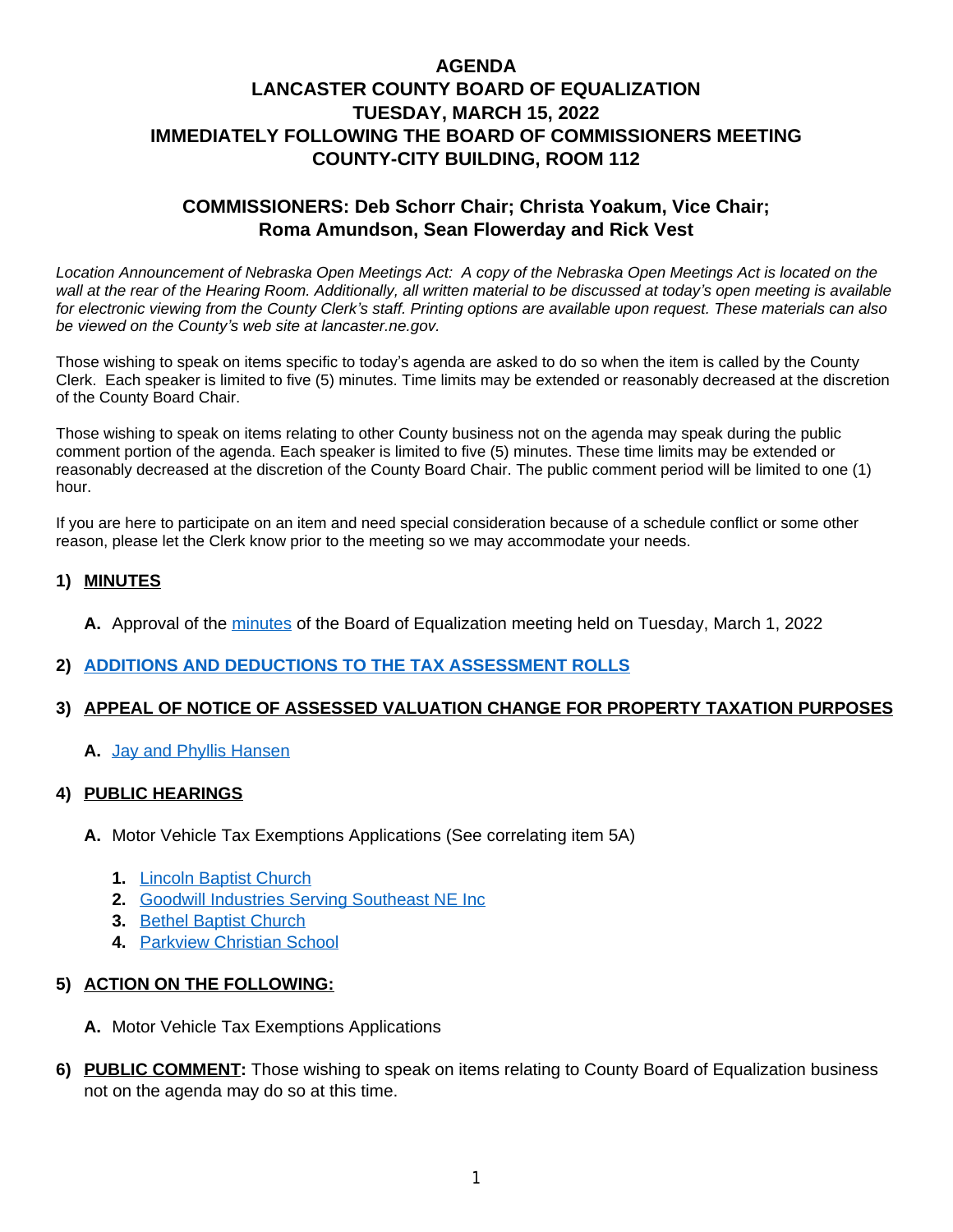# AGENDA
# LANCASTER COUNTY BOARD OF EQUALIZATION
# TUESDAY, MARCH 15, 2022
# IMMEDIATELY FOLLOWING THE BOARD OF COMMISSIONERS MEETING
# COUNTY-CITY BUILDING, ROOM 112

## COMMISSIONERS: Deb Schorr Chair; Christa Yoakum, Vice Chair; Roma Amundson, Sean Flowerday and Rick Vest

*Location Announcement of Nebraska Open Meetings Act: A copy of the Nebraska Open Meetings Act is located on the wall at the rear of the Hearing Room. Additionally, all written material to be discussed at today's open meeting is available for electronic viewing from the County Clerk's staff. Printing options are available upon request. These materials can also be viewed on the County's web site at lancaster.ne.gov.*

Those wishing to speak on items specific to today's agenda are asked to do so when the item is called by the County Clerk. Each speaker is limited to five (5) minutes. Time limits may be extended or reasonably decreased at the discretion of the County Board Chair.

Those wishing to speak on items relating to other County business not on the agenda may speak during the public comment portion of the agenda. Each speaker is limited to five (5) minutes. These time limits may be extended or reasonably decreased at the discretion of the County Board Chair. The public comment period will be limited to one (1) hour.

If you are here to participate on an item and need special consideration because of a schedule conflict or some other reason, please let the Clerk know prior to the meeting so we may accommodate your needs.

**1) MINUTES**

**A.** Approval of the minutes of the Board of Equalization meeting held on Tuesday, March 1, 2022

**2) ADDITIONS AND DEDUCTIONS TO THE TAX ASSESSMENT ROLLS**

**3) APPEAL OF NOTICE OF ASSESSED VALUATION CHANGE FOR PROPERTY TAXATION PURPOSES**

**A.** Jay and Phyllis Hansen

**4) PUBLIC HEARINGS**

**A.** Motor Vehicle Tax Exemptions Applications (See correlating item 5A)

1. Lincoln Baptist Church
2. Goodwill Industries Serving Southeast NE Inc
3. Bethel Baptist Church
4. Parkview Christian School

**5) ACTION ON THE FOLLOWING:**

**A.** Motor Vehicle Tax Exemptions Applications

**6) PUBLIC COMMENT:** Those wishing to speak on items relating to County Board of Equalization business not on the agenda may do so at this time.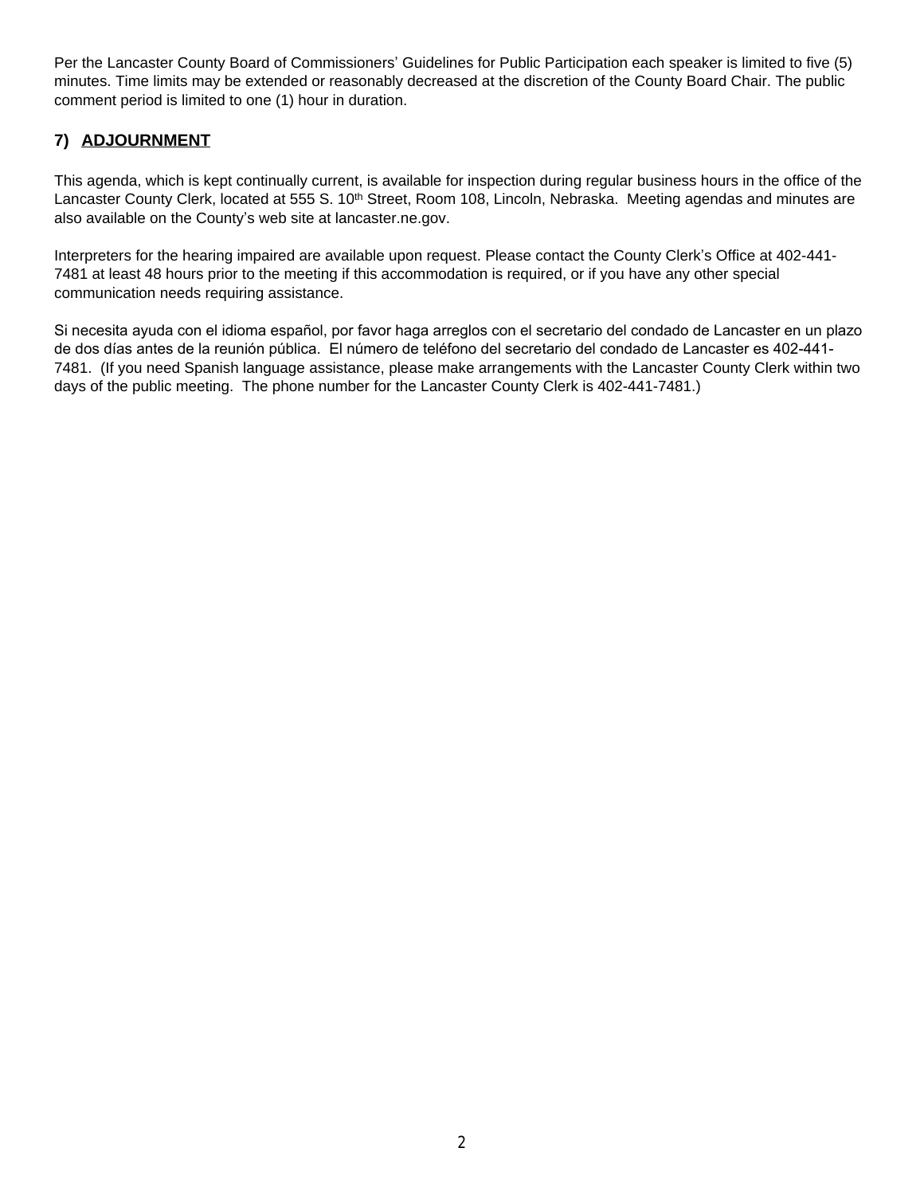Per the Lancaster County Board of Commissioners' Guidelines for Public Participation each speaker is limited to five (5) minutes. Time limits may be extended or reasonably decreased at the discretion of the County Board Chair. The public comment period is limited to one (1) hour in duration.

## 7) ADJOURNMENT

This agenda, which is kept continually current, is available for inspection during regular business hours in the office of the Lancaster County Clerk, located at 555 S. 10th Street, Room 108, Lincoln, Nebraska. Meeting agendas and minutes are also available on the County's web site at lancaster.ne.gov.

Interpreters for the hearing impaired are available upon request. Please contact the County Clerk's Office at 402-441-7481 at least 48 hours prior to the meeting if this accommodation is required, or if you have any other special communication needs requiring assistance.

Si necesita ayuda con el idioma español, por favor haga arreglos con el secretario del condado de Lancaster en un plazo de dos días antes de la reunión pública. El número de teléfono del secretario del condado de Lancaster es 402-441-7481. (If you need Spanish language assistance, please make arrangements with the Lancaster County Clerk within two days of the public meeting. The phone number for the Lancaster County Clerk is 402-441-7481.)